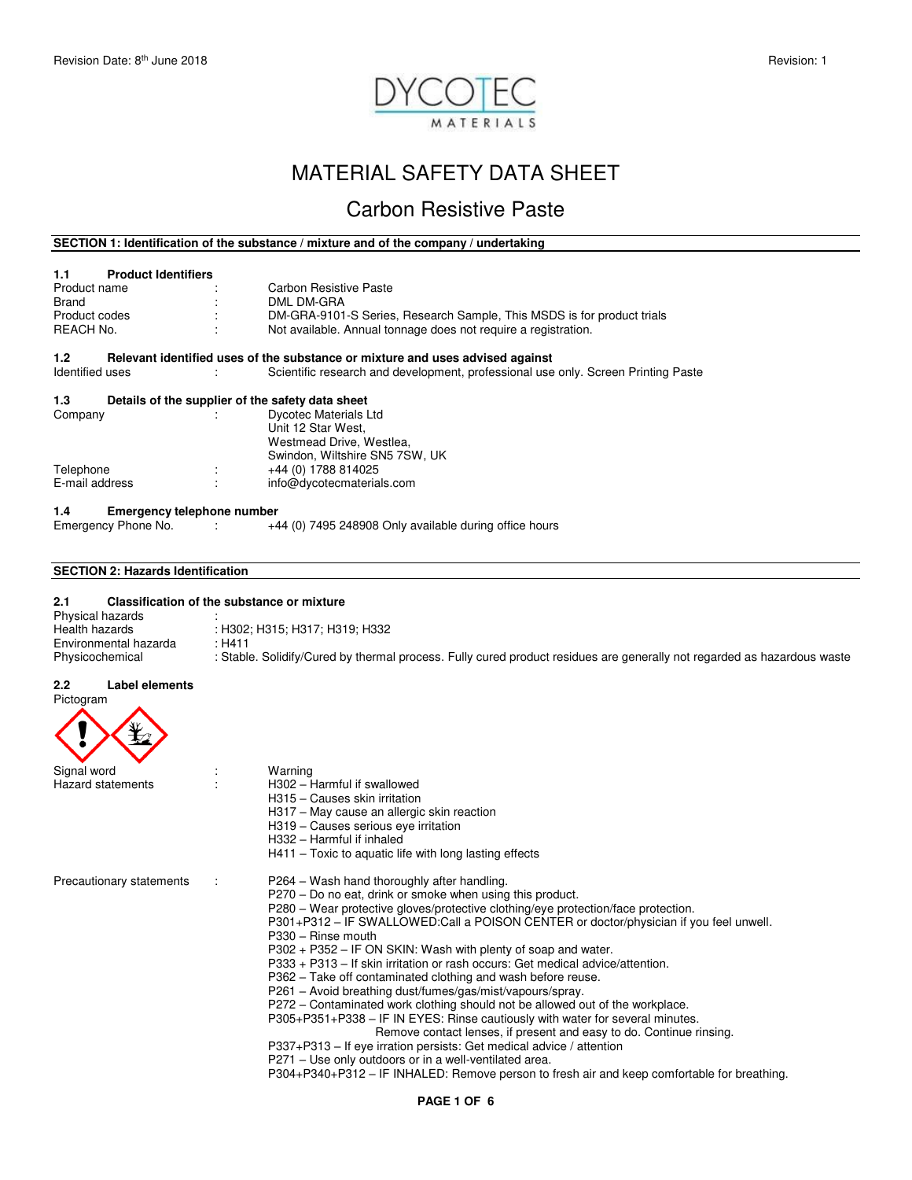Revision Date: 8th June 2018 Revision: 1

DYCOTEC MATERIALS

# MATERIAL SAFETY DATA SHEET

## Carbon Resistive Paste

### SECTION 1: Identification of the substance / mixture and of the company / undertaking

**1.1 Product Identifiers**

| | | |
|---|---|---|
| Product name | : | Carbon Resistive Paste |
| Brand | : | DML DM-GRA |
| Product codes | : | DM-GRA-9101-S Series, Research Sample, This MSDS is for product trials |
| REACH No. | : | Not available. Annual tonnage does not require a registration. |

**1.2 Relevant identified uses of the substance or mixture and uses advised against**

| | | |
|---|---|---|
| Identified uses | : | Scientific research and development, professional use only. Screen Printing Paste |

**1.3 Details of the supplier of the safety data sheet**

| | | |
|---|---|---|
| Company | : | Dycotec Materials Ltd<br>Unit 12 Star West,<br>Westmead Drive, Westlea,<br>Swindon, Wiltshire SN5 7SW, UK |
| Telephone | : | +44 (0) 1788 814025 |
| E-mail address | : | info@dycotecmaterials.com |

**1.4 Emergency telephone number**

| | | |
|---|---|---|
| Emergency Phone No. | : | +44 (0) 7495 248908 Only available during office hours |

### SECTION 2: Hazards Identification

**2.1 Classification of the substance or mixture**

| | |
|---|---|
| Physical hazards | : |
| Health hazards | : H302; H315; H317; H319; H332 |
| Environmental hazarda | : H411 |
| Physicochemical | : Stable. Solidify/Cured by thermal process. Fully cured product residues are generally not regarded as hazardous waste |

**2.2 Label elements**

Pictogram

Signal word : Warning

Hazard statements :
- H302 – Harmful if swallowed
- H315 – Causes skin irritation
- H317 – May cause an allergic skin reaction
- H319 – Causes serious eye irritation
- H332 – Harmful if inhaled
- H411 – Toxic to aquatic life with long lasting effects

Precautionary statements :
- P264 – Wash hand thoroughly after handling.
- P270 – Do no eat, drink or smoke when using this product.
- P280 – Wear protective gloves/protective clothing/eye protection/face protection.
- P301+P312 – IF SWALLOWED:Call a POISON CENTER or doctor/physician if you feel unwell.
- P330 – Rinse mouth
- P302 + P352 – IF ON SKIN: Wash with plenty of soap and water.
- P333 + P313 – If skin irritation or rash occurs: Get medical advice/attention.
- P362 – Take off contaminated clothing and wash before reuse.
- P261 – Avoid breathing dust/fumes/gas/mist/vapours/spray.
- P272 – Contaminated work clothing should not be allowed out of the workplace.
- P305+P351+P338 – IF IN EYES: Rinse cautiously with water for several minutes. Remove contact lenses, if present and easy to do. Continue rinsing.
- P337+P313 – If eye irration persists: Get medical advice / attention
- P271 – Use only outdoors or in a well-ventilated area.
- P304+P340+P312 – IF INHALED: Remove person to fresh air and keep comfortable for breathing.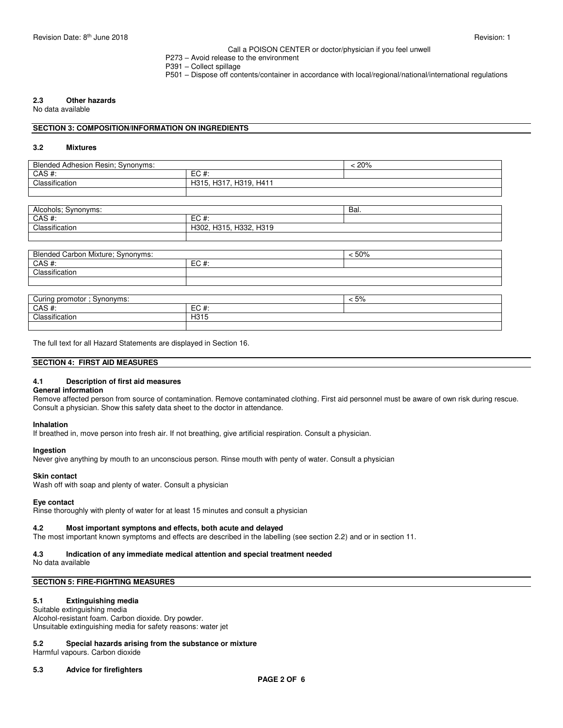Call a POISON CENTER or doctor/physician if you feel unwell

P273 – Avoid release to the environment

P391 – Collect spillage

P501 – Dispose off contents/container in accordance with local/regional/national/international regulations

### 2.3 Other hazards

No data available

## SECTION 3: COMPOSITION/INFORMATION ON INGREDIENTS

### 3.2 Mixtures

| Blended Adhesion Resin; Synonyms: | | < 20% |
|---|---|---|
| CAS #: | EC #: | |
| Classification | H315, H317, H319, H411 | |
| | | |

| Alcohols; Synonyms: | | Bal. |
|---|---|---|
| CAS #: | EC #: | |
| Classification | H302, H315, H332, H319 | |
| | | |

| Blended Carbon Mixture; Synonyms: | | < 50% |
|---|---|---|
| CAS #: | EC #: | |
| Classification | | |
| | | |

| Curing promotor ; Synonyms: | | < 5% |
|---|---|---|
| CAS #: | EC #: | |
| Classification | H315 | |
| | | |

The full text for all Hazard Statements are displayed in Section 16.

## SECTION 4: FIRST AID MEASURES

### 4.1 Description of first aid measures

**General information**

Remove affected person from source of contamination. Remove contaminated clothing. First aid personnel must be aware of own risk during rescue. Consult a physician. Show this safety data sheet to the doctor in attendance.

**Inhalation**

If breathed in, move person into fresh air. If not breathing, give artificial respiration. Consult a physician.

**Ingestion**

Never give anything by mouth to an unconscious person. Rinse mouth with penty of water. Consult a physician

**Skin contact**

Wash off with soap and plenty of water. Consult a physician

**Eye contact**

Rinse thoroughly with plenty of water for at least 15 minutes and consult a physician

### 4.2 Most important symptons and effects, both acute and delayed

The most important known symptoms and effects are described in the labelling (see section 2.2) and or in section 11.

### 4.3 Indication of any immediate medical attention and special treatment needed

No data available

## SECTION 5: FIRE-FIGHTING MEASURES

### 5.1 Extinguishing media

Suitable extinguishing media

Alcohol-resistant foam. Carbon dioxide. Dry powder.

Unsuitable extinguishing media for safety reasons: water jet

### 5.2 Special hazards arising from the substance or mixture

Harmful vapours. Carbon dioxide

### 5.3 Advice for firefighters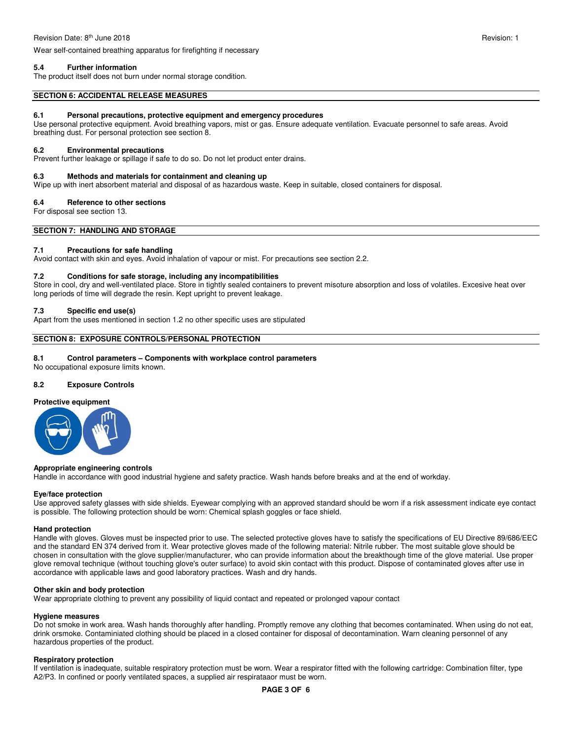Wear self-contained breathing apparatus for firefighting if necessary

### 5.4 Further information

The product itself does not burn under normal storage condition.

## SECTION 6: ACCIDENTAL RELEASE MEASURES

### 6.1 Personal precautions, protective equipment and emergency procedures

Use personal protective equipment. Avoid breathing vapors, mist or gas. Ensure adequate ventilation. Evacuate personnel to safe areas. Avoid breathing dust. For personal protection see section 8.

### 6.2 Environmental precautions

Prevent further leakage or spillage if safe to do so. Do not let product enter drains.

### 6.3 Methods and materials for containment and cleaning up

Wipe up with inert absorbent material and disposal of as hazardous waste. Keep in suitable, closed containers for disposal.

### 6.4 Reference to other sections

For disposal see section 13.

## SECTION 7: HANDLING AND STORAGE

### 7.1 Precautions for safe handling

Avoid contact with skin and eyes. Avoid inhalation of vapour or mist. For precautions see section 2.2.

### 7.2 Conditions for safe storage, including any incompatibilities

Store in cool, dry and well-ventilated place. Store in tightly sealed containers to prevent misoture absorption and loss of volatiles. Excesive heat over long periods of time will degrade the resin. Kept upright to prevent leakage.

### 7.3 Specific end use(s)

Apart from the uses mentioned in section 1.2 no other specific uses are stipulated

## SECTION 8: EXPOSURE CONTROLS/PERSONAL PROTECTION

### 8.1 Control parameters – Components with workplace control parameters

No occupational exposure limits known.

### 8.2 Exposure Controls

**Protective equipment**

**Appropriate engineering controls**

Handle in accordance with good industrial hygiene and safety practice. Wash hands before breaks and at the end of workday.

**Eye/face protection**

Use approved safety glasses with side shields. Eyewear complying with an approved standard should be worn if a risk assessment indicate eye contact is possible. The following protection should be worn: Chemical splash goggles or face shield.

**Hand protection**

Handle with gloves. Gloves must be inspected prior to use. The selected protective gloves have to satisfy the specifications of EU Directive 89/686/EEC and the standard EN 374 derived from it. Wear protective gloves made of the following material: Nitrile rubber. The most suitable glove should be chosen in consultation with the glove supplier/manufacturer, who can provide information about the breakthough time of the glove material. Use proper glove removal technique (without touching glove's outer surface) to avoid skin contact with this product. Dispose of contaminated gloves after use in accordance with applicable laws and good laboratory practices. Wash and dry hands.

**Other skin and body protection**

Wear appropriate clothing to prevent any possibility of liquid contact and repeated or prolonged vapour contact

**Hygiene measures**

Do not smoke in work area. Wash hands thoroughly after handling. Promptly remove any clothing that becomes contaminated. When using do not eat, drink orsmoke. Contaminiated clothing should be placed in a closed container for disposal of decontamination. Warn cleaning personnel of any hazardous properties of the product.

**Respiratory protection**

If ventilation is inadequate, suitable respiratory protection must be worn. Wear a respirator fitted with the following cartridge: Combination filter, type A2/P3. In confined or poorly ventilated spaces, a supplied air respirataaor must be worn.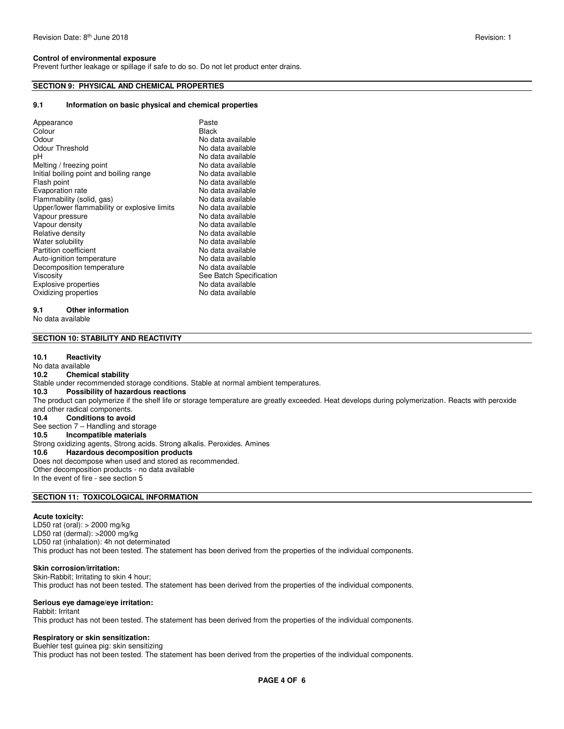**Control of environmental exposure**

Prevent further leakage or spillage if safe to do so. Do not let product enter drains.

## SECTION 9: PHYSICAL AND CHEMICAL PROPERTIES

### 9.1 Information on basic physical and chemical properties

| Property | Value |
|---|---|
| Appearance | Paste |
| Colour | Black |
| Odour | No data available |
| Odour Threshold | No data available |
| pH | No data available |
| Melting / freezing point | No data available |
| Initial boiling point and boiling range | No data available |
| Flash point | No data available |
| Evaporation rate | No data available |
| Flammability (solid, gas) | No data available |
| Upper/lower flammability or explosive limits | No data available |
| Vapour pressure | No data available |
| Vapour density | No data available |
| Relative density | No data available |
| Water solubility | No data available |
| Partition coefficient | No data available |
| Auto-ignition temperature | No data available |
| Decomposition temperature | No data available |
| Viscosity | See Batch Specification |
| Explosive properties | No data available |
| Oxidizing properties | No data available |

### 9.1 Other information

No data available

## SECTION 10: STABILITY AND REACTIVITY

### 10.1 Reactivity

No data available

### 10.2 Chemical stability

Stable under recommended storage conditions. Stable at normal ambient temperatures.

### 10.3 Possibility of hazardous reactions

The product can polymerize if the shelf life or storage temperature are greatly exceeded. Heat develops during polymerization. Reacts with peroxide and other radical components.

### 10.4 Conditions to avoid

See section 7 – Handling and storage

### 10.5 Incompatible materials

Strong oxidizing agents, Strong acids. Strong alkalis. Peroxides. Amines

### 10.6 Hazardous decomposition products

Does not decompose when used and stored as recommended.
Other decomposition products - no data available
In the event of fire - see section 5

## SECTION 11: TOXICOLOGICAL INFORMATION

**Acute toxicity:**

LD50 rat (oral): > 2000 mg/kg
LD50 rat (dermal): >2000 mg/kg
LD50 rat (inhalation): 4h not determinated
This product has not been tested. The statement has been derived from the properties of the individual components.

**Skin corrosion/irritation:**

Skin-Rabbit; Irritating to skin 4 hour;
This product has not been tested. The statement has been derived from the properties of the individual components.

**Serious eye damage/eye irritation:**

Rabbit: Irritant
This product has not been tested. The statement has been derived from the properties of the individual components.

**Respiratory or skin sensitization:**

Buehler test guinea pig: skin sensitizing
This product has not been tested. The statement has been derived from the properties of the individual components.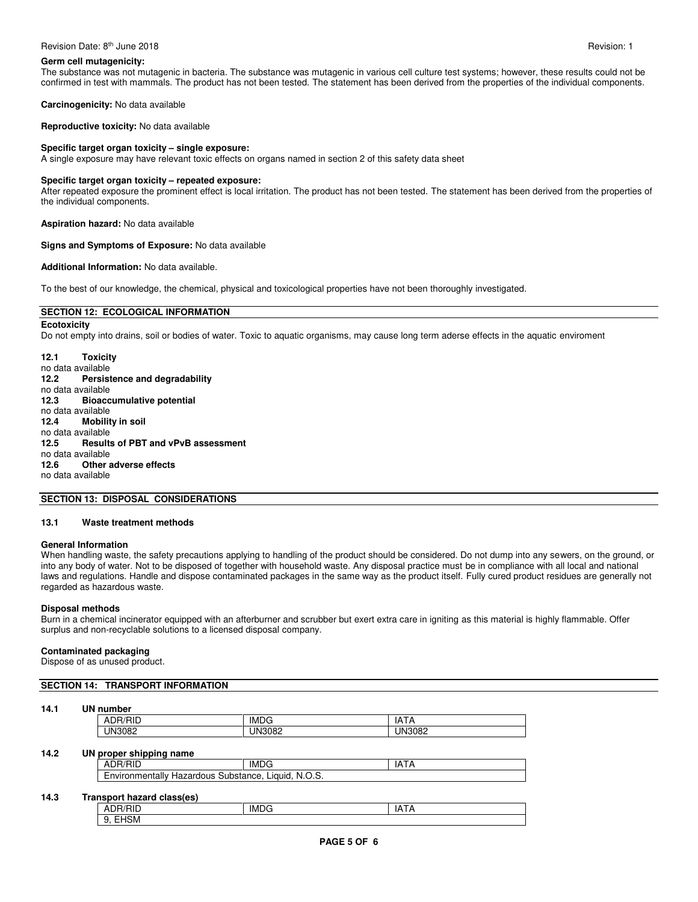**Germ cell mutagenicity:**
The substance was not mutagenic in bacteria. The substance was mutagenic in various cell culture test systems; however, these results could not be confirmed in test with mammals. The product has not been tested. The statement has been derived from the properties of the individual components.

**Carcinogenicity:** No data available

**Reproductive toxicity:** No data available

**Specific target organ toxicity – single exposure:**
A single exposure may have relevant toxic effects on organs named in section 2 of this safety data sheet

**Specific target organ toxicity – repeated exposure:**
After repeated exposure the prominent effect is local irritation. The product has not been tested. The statement has been derived from the properties of the individual components.

**Aspiration hazard:** No data available

**Signs and Symptoms of Exposure:** No data available

**Additional Information:** No data available.

To the best of our knowledge, the chemical, physical and toxicological properties have not been thoroughly investigated.

## SECTION 12: ECOLOGICAL INFORMATION

**Ecotoxicity**
Do not empty into drains, soil or bodies of water. Toxic to aquatic organisms, may cause long term aderse effects in the aquatic enviroment

**12.1 Toxicity**
no data available

**12.2 Persistence and degradability**
no data available

**12.3 Bioaccumulative potential**
no data available

**12.4 Mobility in soil**
no data available

**12.5 Results of PBT and vPvB assessment**
no data available

**12.6 Other adverse effects**
no data available

## SECTION 13: DISPOSAL CONSIDERATIONS

**13.1 Waste treatment methods**

**General Information**
When handling waste, the safety precautions applying to handling of the product should be considered. Do not dump into any sewers, on the ground, or into any body of water. Not to be disposed of together with household waste. Any disposal practice must be in compliance with all local and national laws and regulations. Handle and dispose contaminated packages in the same way as the product itself. Fully cured product residues are generally not regarded as hazardous waste.

**Disposal methods**
Burn in a chemical incinerator equipped with an afterburner and scrubber but exert extra care in igniting as this material is highly flammable. Offer surplus and non-recyclable solutions to a licensed disposal company.

**Contaminated packaging**
Dispose of as unused product.

## SECTION 14: TRANSPORT INFORMATION

**14.1 UN number**

| ADR/RID | IMDG | IATA |
|---|---|---|
| UN3082 | UN3082 | UN3082 |

**14.2 UN proper shipping name**

| ADR/RID | IMDG | IATA |
|---|---|---|
| Environmentally Hazardous Substance, Liquid, N.O.S. | | |

**14.3 Transport hazard class(es)**

| ADR/RID | IMDG | IATA |
|---|---|---|
| 9, EHSM | | |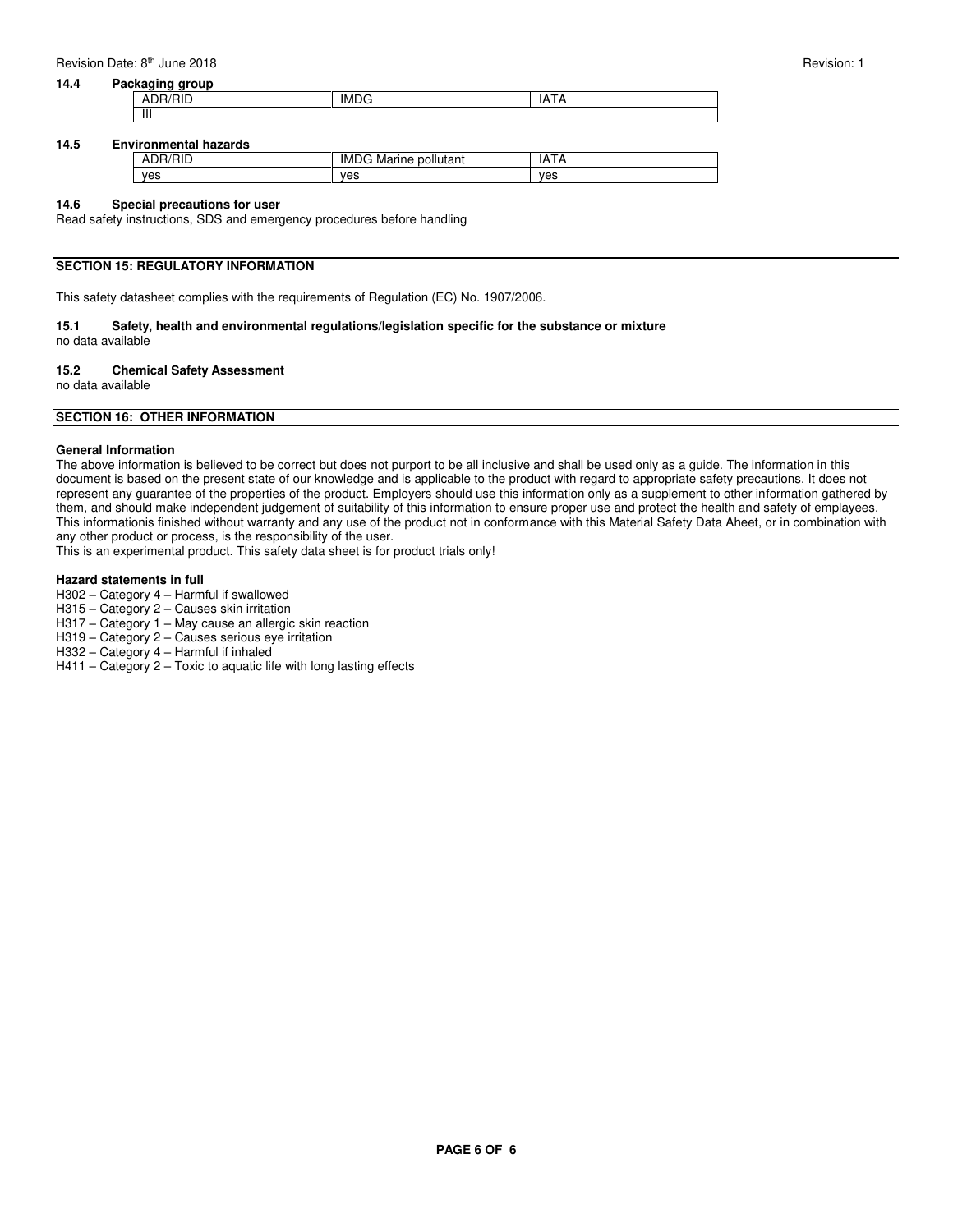### 14.4 Packaging group

| ADR/RID | IMDG | IATA |
|---|---|---|
| III | | |

### 14.5 Environmental hazards

| ADR/RID | IMDG Marine pollutant | IATA |
|---|---|---|
| yes | yes | yes |

### 14.6 Special precautions for user

Read safety instructions, SDS and emergency procedures before handling

## SECTION 15: REGULATORY INFORMATION

This safety datasheet complies with the requirements of Regulation (EC) No. 1907/2006.

### 15.1 Safety, health and environmental regulations/legislation specific for the substance or mixture

no data available

### 15.2 Chemical Safety Assessment

no data available

## SECTION 16: OTHER INFORMATION

**General Information**

The above information is believed to be correct but does not purport to be all inclusive and shall be used only as a guide. The information in this document is based on the present state of our knowledge and is applicable to the product with regard to appropriate safety precautions. It does not represent any guarantee of the properties of the product. Employers should use this information only as a supplement to other information gathered by them, and should make independent judgement of suitability of this information to ensure proper use and protect the health and safety of emplayees. This informationis finished without warranty and any use of the product not in conformance with this Material Safety Data Aheet, or in combination with any other product or process, is the responsibility of the user.
This is an experimental product. This safety data sheet is for product trials only!

**Hazard statements in full**

H302 – Category 4 – Harmful if swallowed
H315 – Category 2 – Causes skin irritation
H317 – Category 1 – May cause an allergic skin reaction
H319 – Category 2 – Causes serious eye irritation
H332 – Category 4 – Harmful if inhaled
H411 – Category 2 – Toxic to aquatic life with long lasting effects